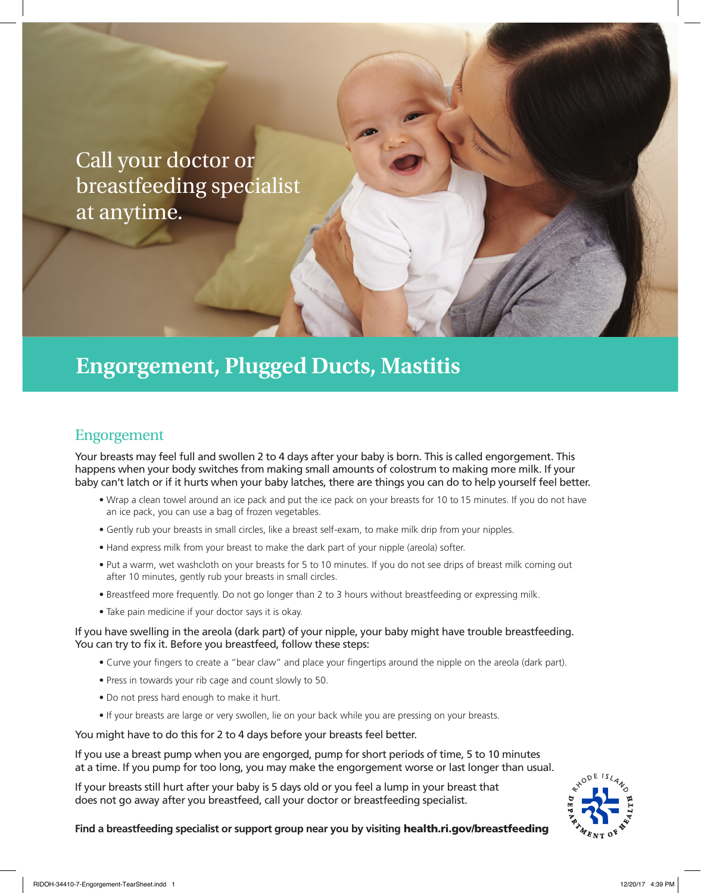Call your doctor or breastfeeding specialist at anytime.

# Engorgement, Plugged Ducts, Mastitis

## Engorgement

Your breasts may feel full and swollen 2 to 4 days after your baby is born. This is called engorgement. This happens when your body switches from making small amounts of colostrum to making more milk. If your baby can't latch or if it hurts when your baby latches, there are things you can do to help yourself feel better.

- Wrap a clean towel around an ice pack and put the ice pack on your breasts for 10 to 15 minutes. If you do not have an ice pack, you can use a bag of frozen vegetables.
- Gently rub your breasts in small circles, like a breast self-exam, to make milk drip from your nipples.
- Hand express milk from your breast to make the dark part of your nipple (areola) softer.
- Put a warm, wet washcloth on your breasts for 5 to 10 minutes. If you do not see drips of breast milk coming out after 10 minutes, gently rub your breasts in small circles.
- Breastfeed more frequently. Do not go longer than 2 to 3 hours without breastfeeding or expressing milk.
- Take pain medicine if your doctor says it is okay.

If you have swelling in the areola (dark part) of your nipple, your baby might have trouble breastfeeding. You can try to fix it. Before you breastfeed, follow these steps:

- Curve your fingers to create a "bear claw" and place your fingertips around the nipple on the areola (dark part).
- Press in towards your rib cage and count slowly to 50.
- Do not press hard enough to make it hurt.
- If your breasts are large or very swollen, lie on your back while you are pressing on your breasts.

You might have to do this for 2 to 4 days before your breasts feel better.

If you use a breast pump when you are engorged, pump for short periods of time, 5 to 10 minutes at a time. If you pump for too long, you may make the engorgement worse or last longer than usual.

If your breasts still hurt after your baby is 5 days old or you feel a lump in your breast that does not go away after you breastfeed, call your doctor or breastfeeding specialist.

**Find a breastfeeding specialist or support group near you by visiting health.ri.gov/breastfeeding**

Rhode Island Department of Health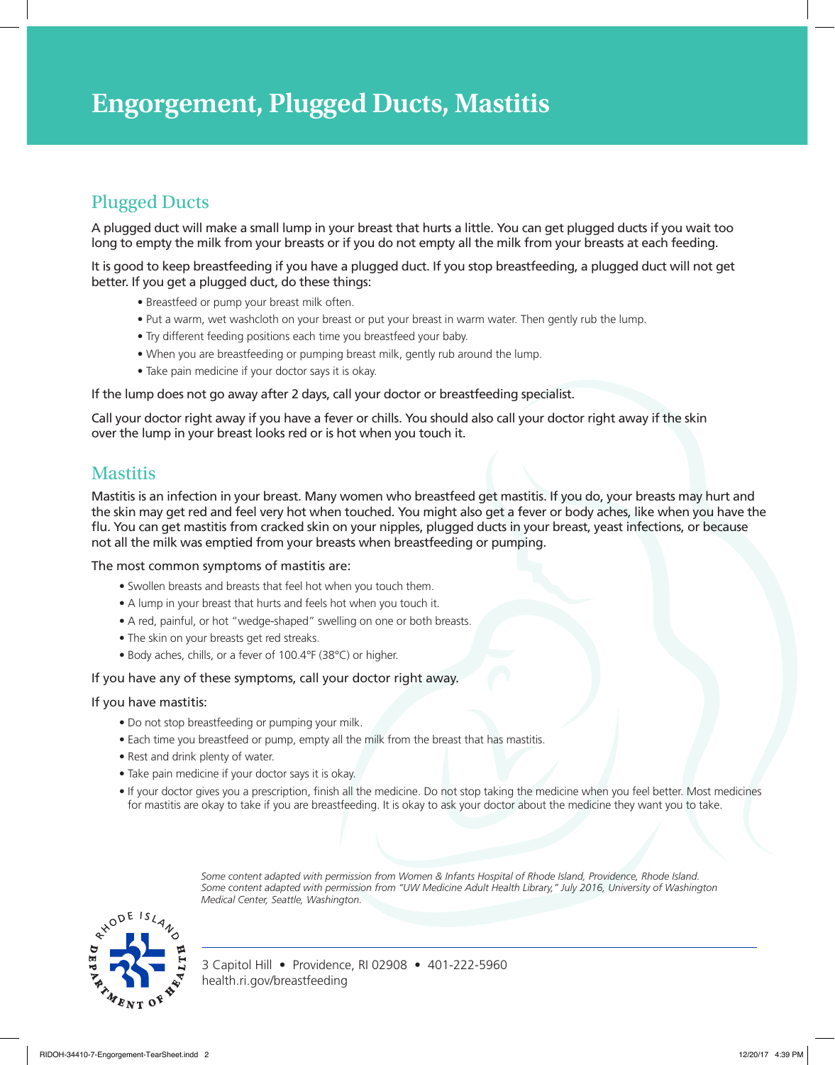# Engorgement, Plugged Ducts, Mastitis

## Plugged Ducts

A plugged duct will make a small lump in your breast that hurts a little. You can get plugged ducts if you wait too long to empty the milk from your breasts or if you do not empty all the milk from your breasts at each feeding.

It is good to keep breastfeeding if you have a plugged duct. If you stop breastfeeding, a plugged duct will not get better. If you get a plugged duct, do these things:

- Breastfeed or pump your breast milk often.
- Put a warm, wet washcloth on your breast or put your breast in warm water. Then gently rub the lump.
- Try different feeding positions each time you breastfeed your baby.
- When you are breastfeeding or pumping breast milk, gently rub around the lump.
- Take pain medicine if your doctor says it is okay.

If the lump does not go away after 2 days, call your doctor or breastfeeding specialist.

Call your doctor right away if you have a fever or chills. You should also call your doctor right away if the skin over the lump in your breast looks red or is hot when you touch it.

## Mastitis

Mastitis is an infection in your breast. Many women who breastfeed get mastitis. If you do, your breasts may hurt and the skin may get red and feel very hot when touched. You might also get a fever or body aches, like when you have the flu. You can get mastitis from cracked skin on your nipples, plugged ducts in your breast, yeast infections, or because not all the milk was emptied from your breasts when breastfeeding or pumping.

The most common symptoms of mastitis are:

- Swollen breasts and breasts that feel hot when you touch them.
- A lump in your breast that hurts and feels hot when you touch it.
- A red, painful, or hot "wedge-shaped" swelling on one or both breasts.
- The skin on your breasts get red streaks.
- Body aches, chills, or a fever of 100.4°F (38°C) or higher.

If you have any of these symptoms, call your doctor right away.

If you have mastitis:

- Do not stop breastfeeding or pumping your milk.
- Each time you breastfeed or pump, empty all the milk from the breast that has mastitis.
- Rest and drink plenty of water.
- Take pain medicine if your doctor says it is okay.
- If your doctor gives you a prescription, finish all the medicine. Do not stop taking the medicine when you feel better. Most medicines for mastitis are okay to take if you are breastfeeding. It is okay to ask your doctor about the medicine they want you to take.

*Some content adapted with permission from Women & Infants Hospital of Rhode Island, Providence, Rhode Island.*
*Some content adapted with permission from "UW Medicine Adult Health Library," July 2016, University of Washington Medical Center, Seattle, Washington.*

Rhode Island Department of Health

3 Capitol Hill • Providence, RI 02908 • 401-222-5960
health.ri.gov/breastfeeding